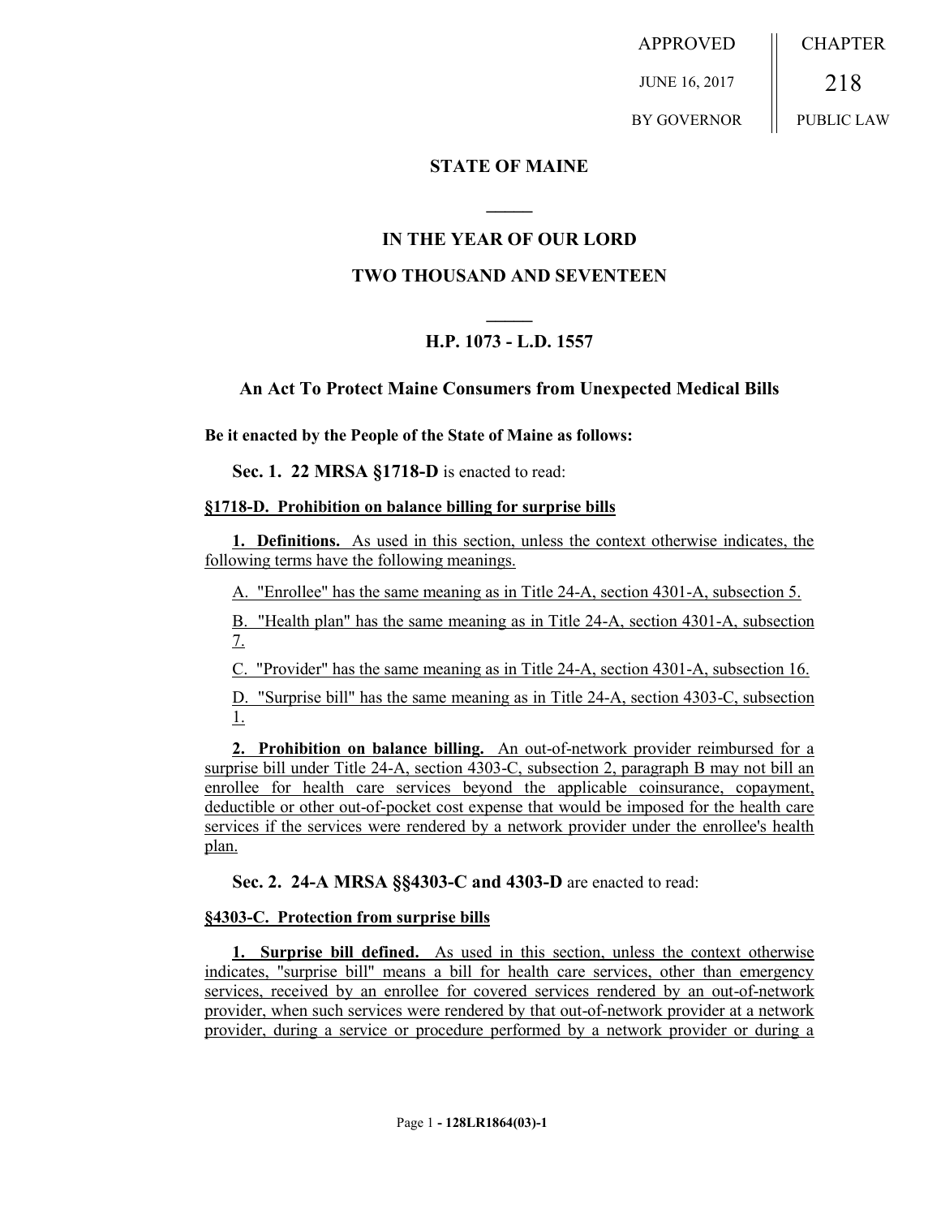APPROVED JUNE 16, 2017 BY GOVERNOR

CHAPTER 218 PUBLIC LAW

## STATE OF MAINE

## IN THE YEAR OF OUR LORD

## TWO THOUSAND AND SEVENTEEN

## H.P. 1073 - L.D. 1557

### An Act To Protect Maine Consumers from Unexpected Medical Bills

**Be it enacted by the People of the State of Maine as follows:**

**Sec. 1. 22 MRSA §1718-D** is enacted to read:

**§1718-D. Prohibition on balance billing for surprise bills**

**1. Definitions.** As used in this section, unless the context otherwise indicates, the following terms have the following meanings.

A. "Enrollee" has the same meaning as in Title 24-A, section 4301-A, subsection 5.

B. "Health plan" has the same meaning as in Title 24-A, section 4301-A, subsection 7.

C. "Provider" has the same meaning as in Title 24-A, section 4301-A, subsection 16.

D. "Surprise bill" has the same meaning as in Title 24-A, section 4303-C, subsection 1.

**2. Prohibition on balance billing.** An out-of-network provider reimbursed for a surprise bill under Title 24-A, section 4303-C, subsection 2, paragraph B may not bill an enrollee for health care services beyond the applicable coinsurance, copayment, deductible or other out-of-pocket cost expense that would be imposed for the health care services if the services were rendered by a network provider under the enrollee's health plan.

**Sec. 2. 24-A MRSA §§4303-C and 4303-D** are enacted to read:

**§4303-C. Protection from surprise bills**

**1. Surprise bill defined.** As used in this section, unless the context otherwise indicates, "surprise bill" means a bill for health care services, other than emergency services, received by an enrollee for covered services rendered by an out-of-network provider, when such services were rendered by that out-of-network provider at a network provider, during a service or procedure performed by a network provider or during a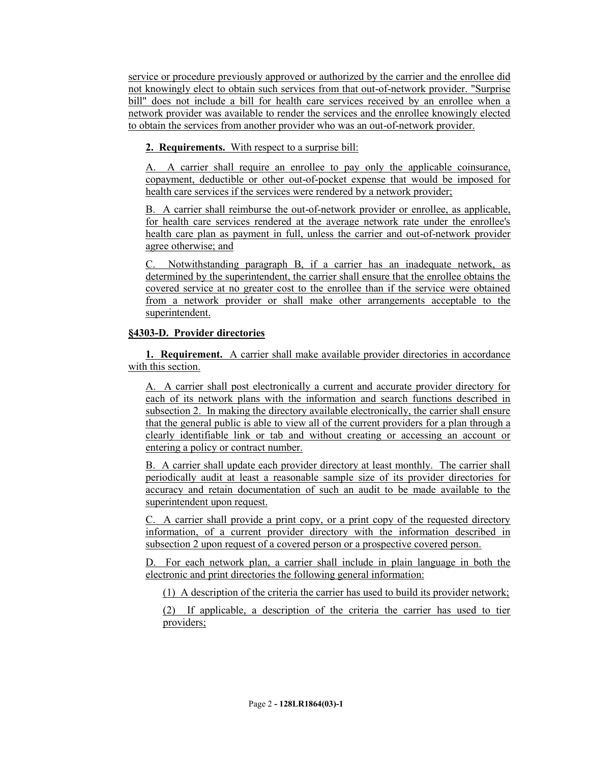service or procedure previously approved or authorized by the carrier and the enrollee did not knowingly elect to obtain such services from that out-of-network provider. "Surprise bill" does not include a bill for health care services received by an enrollee when a network provider was available to render the services and the enrollee knowingly elected to obtain the services from another provider who was an out-of-network provider.

**2. Requirements.** With respect to a surprise bill:

A. A carrier shall require an enrollee to pay only the applicable coinsurance, copayment, deductible or other out-of-pocket expense that would be imposed for health care services if the services were rendered by a network provider;

B. A carrier shall reimburse the out-of-network provider or enrollee, as applicable, for health care services rendered at the average network rate under the enrollee's health care plan as payment in full, unless the carrier and out-of-network provider agree otherwise; and

C. Notwithstanding paragraph B, if a carrier has an inadequate network, as determined by the superintendent, the carrier shall ensure that the enrollee obtains the covered service at no greater cost to the enrollee than if the service were obtained from a network provider or shall make other arrangements acceptable to the superintendent.

**§4303-D. Provider directories**

**1. Requirement.** A carrier shall make available provider directories in accordance with this section.

A. A carrier shall post electronically a current and accurate provider directory for each of its network plans with the information and search functions described in subsection 2. In making the directory available electronically, the carrier shall ensure that the general public is able to view all of the current providers for a plan through a clearly identifiable link or tab and without creating or accessing an account or entering a policy or contract number.

B. A carrier shall update each provider directory at least monthly. The carrier shall periodically audit at least a reasonable sample size of its provider directories for accuracy and retain documentation of such an audit to be made available to the superintendent upon request.

C. A carrier shall provide a print copy, or a print copy of the requested directory information, of a current provider directory with the information described in subsection 2 upon request of a covered person or a prospective covered person.

D. For each network plan, a carrier shall include in plain language in both the electronic and print directories the following general information:

(1) A description of the criteria the carrier has used to build its provider network;

(2) If applicable, a description of the criteria the carrier has used to tier providers;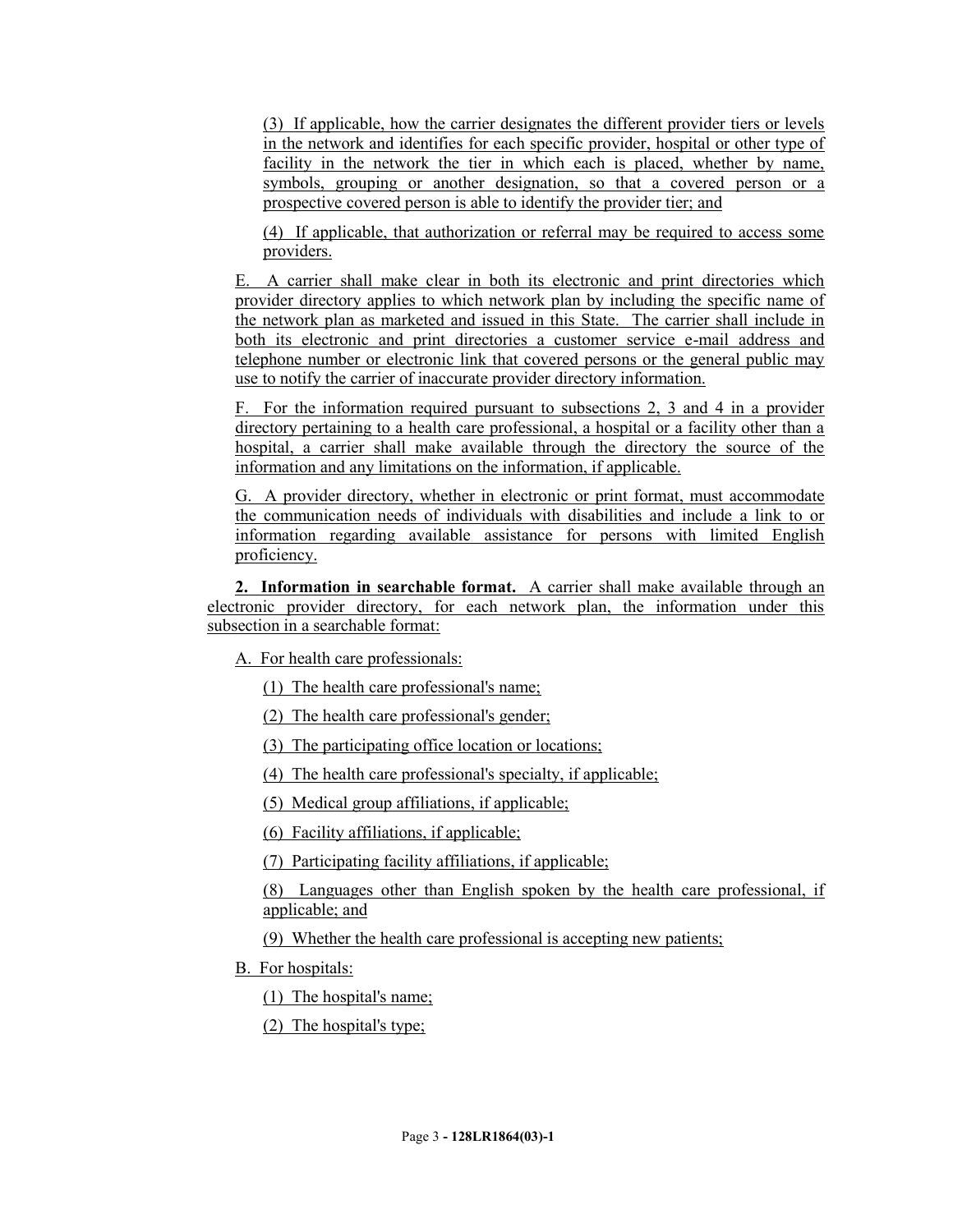(3) If applicable, how the carrier designates the different provider tiers or levels in the network and identifies for each specific provider, hospital or other type of facility in the network the tier in which each is placed, whether by name, symbols, grouping or another designation, so that a covered person or a prospective covered person is able to identify the provider tier; and

(4) If applicable, that authorization or referral may be required to access some providers.

E. A carrier shall make clear in both its electronic and print directories which provider directory applies to which network plan by including the specific name of the network plan as marketed and issued in this State. The carrier shall include in both its electronic and print directories a customer service e-mail address and telephone number or electronic link that covered persons or the general public may use to notify the carrier of inaccurate provider directory information.

F. For the information required pursuant to subsections 2, 3 and 4 in a provider directory pertaining to a health care professional, a hospital or a facility other than a hospital, a carrier shall make available through the directory the source of the information and any limitations on the information, if applicable.

G. A provider directory, whether in electronic or print format, must accommodate the communication needs of individuals with disabilities and include a link to or information regarding available assistance for persons with limited English proficiency.

**2. Information in searchable format.** A carrier shall make available through an electronic provider directory, for each network plan, the information under this subsection in a searchable format:

A. For health care professionals:

(1) The health care professional's name;

(2) The health care professional's gender;

(3) The participating office location or locations;

(4) The health care professional's specialty, if applicable;

(5) Medical group affiliations, if applicable;

(6) Facility affiliations, if applicable;

(7) Participating facility affiliations, if applicable;

(8) Languages other than English spoken by the health care professional, if applicable; and

(9) Whether the health care professional is accepting new patients;

B. For hospitals:

(1) The hospital's name;

(2) The hospital's type;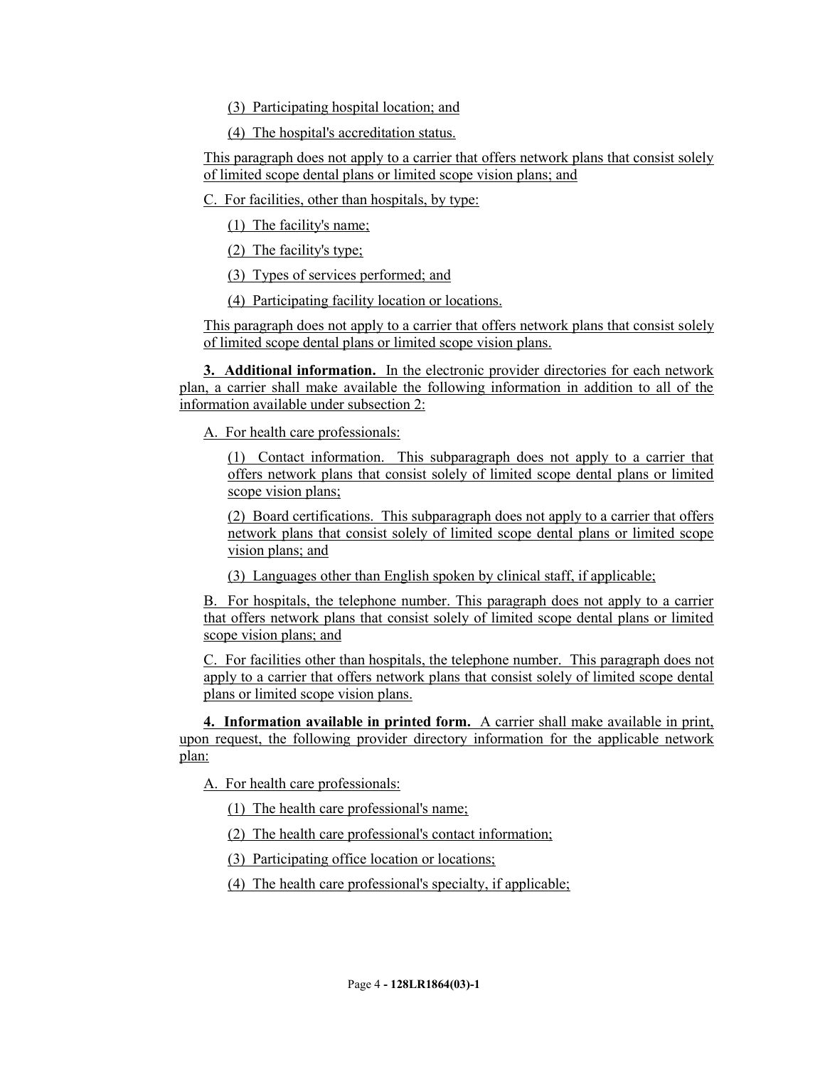(3) Participating hospital location; and

(4) The hospital's accreditation status.

This paragraph does not apply to a carrier that offers network plans that consist solely of limited scope dental plans or limited scope vision plans; and

C. For facilities, other than hospitals, by type:

(1) The facility's name;

(2) The facility's type;

(3) Types of services performed; and

(4) Participating facility location or locations.

This paragraph does not apply to a carrier that offers network plans that consist solely of limited scope dental plans or limited scope vision plans.

**3. Additional information.** In the electronic provider directories for each network plan, a carrier shall make available the following information in addition to all of the information available under subsection 2:

A. For health care professionals:

(1) Contact information. This subparagraph does not apply to a carrier that offers network plans that consist solely of limited scope dental plans or limited scope vision plans;

(2) Board certifications. This subparagraph does not apply to a carrier that offers network plans that consist solely of limited scope dental plans or limited scope vision plans; and

(3) Languages other than English spoken by clinical staff, if applicable;

B. For hospitals, the telephone number. This paragraph does not apply to a carrier that offers network plans that consist solely of limited scope dental plans or limited scope vision plans; and

C. For facilities other than hospitals, the telephone number. This paragraph does not apply to a carrier that offers network plans that consist solely of limited scope dental plans or limited scope vision plans.

**4. Information available in printed form.** A carrier shall make available in print, upon request, the following provider directory information for the applicable network plan:

A. For health care professionals:

(1) The health care professional's name;

(2) The health care professional's contact information;

(3) Participating office location or locations;

(4) The health care professional's specialty, if applicable;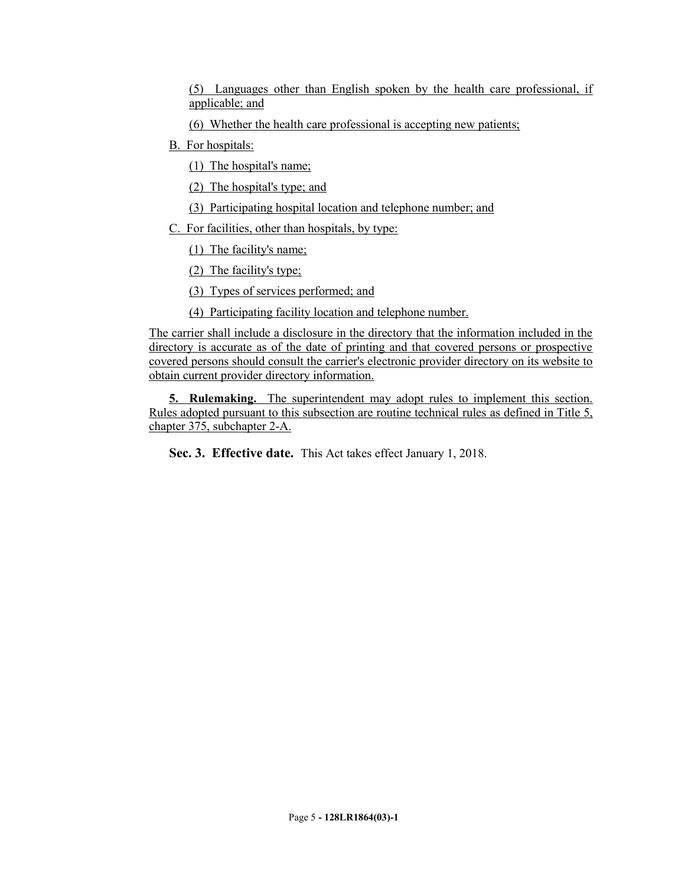(5) Languages other than English spoken by the health care professional, if applicable; and

(6) Whether the health care professional is accepting new patients;

B. For hospitals:

(1) The hospital's name;

(2) The hospital's type; and

(3) Participating hospital location and telephone number; and

C. For facilities, other than hospitals, by type:

(1) The facility's name;

(2) The facility's type;

(3) Types of services performed; and

(4) Participating facility location and telephone number.

The carrier shall include a disclosure in the directory that the information included in the directory is accurate as of the date of printing and that covered persons or prospective covered persons should consult the carrier's electronic provider directory on its website to obtain current provider directory information.

**5. Rulemaking.** The superintendent may adopt rules to implement this section. Rules adopted pursuant to this subsection are routine technical rules as defined in Title 5, chapter 375, subchapter 2-A.

**Sec. 3. Effective date.** This Act takes effect January 1, 2018.